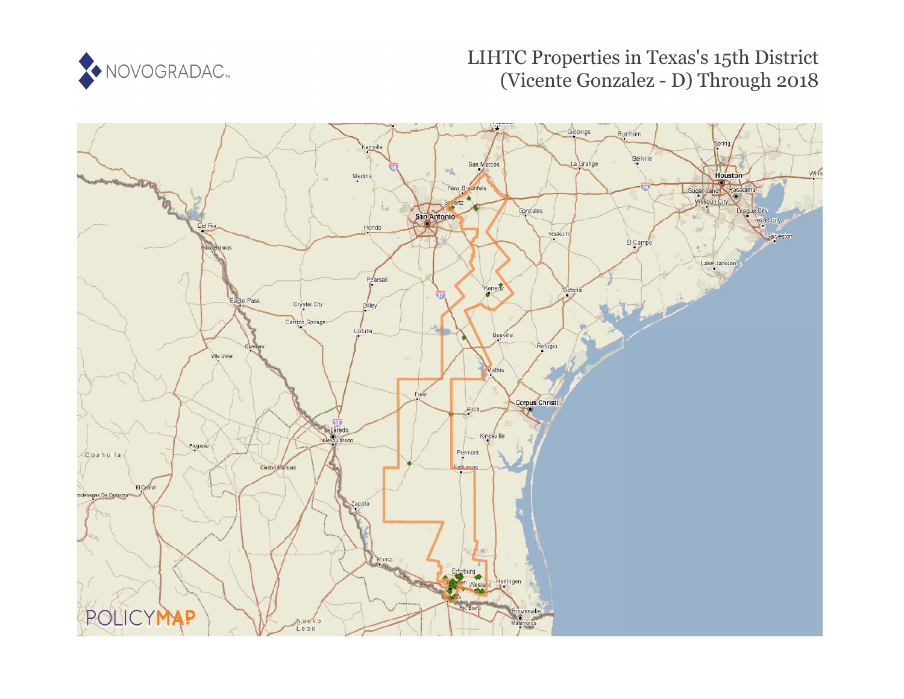NOVOGRADAC

# LIHTC Properties in Texas's 15th District (Vicente Gonzalez - D) Through 2018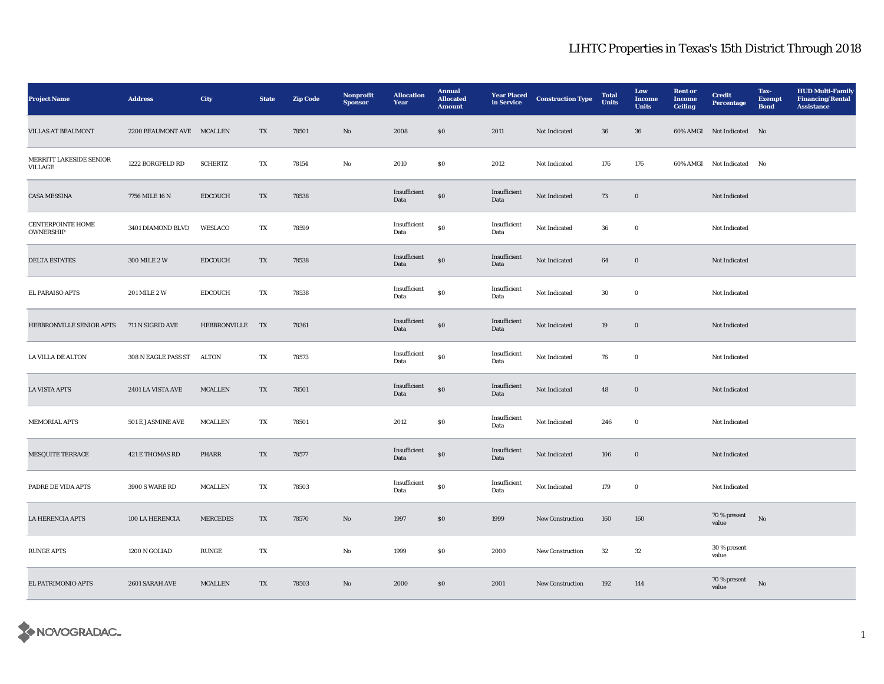# LIHTC Properties in Texas's 15th District Through 2018

| Project Name | Address | City | State | Zip Code | Nonprofit Sponsor | Allocation Year | Annual Allocated Amount | Year Placed in Service | Construction Type | Total Units | Low Income Units | Rent or Income Ceiling | Credit Percentage | Tax-Exempt Bond | HUD Multi-Family Financing/Rental Assistance |
|---|---|---|---|---|---|---|---|---|---|---|---|---|---|---|---|
| VILLAS AT BEAUMONT | 2200 BEAUMONT AVE | MCALLEN | TX | 78501 | No | 2008 | $0 | 2011 | Not Indicated | 36 | 36 | 60% AMGI | Not Indicated | No | |
| MERRITT LAKESIDE SENIOR VILLAGE | 1222 BORGFELD RD | SCHERTZ | TX | 78154 | No | 2010 | $0 | 2012 | Not Indicated | 176 | 176 | 60% AMGI | Not Indicated | No | |
| CASA MESSINA | 7756 MILE 16 N | EDCOUCH | TX | 78538 | | Insufficient Data | $0 | Insufficient Data | Not Indicated | 73 | 0 | | Not Indicated | | |
| CENTERPOINTE HOME OWNERSHIP | 3401 DIAMOND BLVD | WESLACO | TX | 78599 | | Insufficient Data | $0 | Insufficient Data | Not Indicated | 36 | 0 | | Not Indicated | | |
| DELTA ESTATES | 300 MILE 2 W | EDCOUCH | TX | 78538 | | Insufficient Data | $0 | Insufficient Data | Not Indicated | 64 | 0 | | Not Indicated | | |
| EL PARAISO APTS | 201 MILE 2 W | EDCOUCH | TX | 78538 | | Insufficient Data | $0 | Insufficient Data | Not Indicated | 30 | 0 | | Not Indicated | | |
| HEBBRONVILLE SENIOR APTS | 711 N SIGRID AVE | HEBBRONVILLE | TX | 78361 | | Insufficient Data | $0 | Insufficient Data | Not Indicated | 19 | 0 | | Not Indicated | | |
| LA VILLA DE ALTON | 308 N EAGLE PASS ST | ALTON | TX | 78573 | | Insufficient Data | $0 | Insufficient Data | Not Indicated | 76 | 0 | | Not Indicated | | |
| LA VISTA APTS | 2401 LA VISTA AVE | MCALLEN | TX | 78501 | | Insufficient Data | $0 | Insufficient Data | Not Indicated | 48 | 0 | | Not Indicated | | |
| MEMORIAL APTS | 501 E JASMINE AVE | MCALLEN | TX | 78501 | | 2012 | $0 | Insufficient Data | Not Indicated | 246 | 0 | | Not Indicated | | |
| MESQUITE TERRACE | 421 E THOMAS RD | PHARR | TX | 78577 | | Insufficient Data | $0 | Insufficient Data | Not Indicated | 106 | 0 | | Not Indicated | | |
| PADRE DE VIDA APTS | 3900 S WARE RD | MCALLEN | TX | 78503 | | Insufficient Data | $0 | Insufficient Data | Not Indicated | 179 | 0 | | Not Indicated | | |
| LA HERENCIA APTS | 100 LA HERENCIA | MERCEDES | TX | 78570 | No | 1997 | $0 | 1999 | New Construction | 160 | 160 | | 70 % present value | No | |
| RUNGE APTS | 1200 N GOLIAD | RUNGE | TX | | No | 1999 | $0 | 2000 | New Construction | 32 | 32 | | 30 % present value | | |
| EL PATRIMONIO APTS | 2601 SARAH AVE | MCALLEN | TX | 78503 | No | 2000 | $0 | 2001 | New Construction | 192 | 144 | | 70 % present value | No | |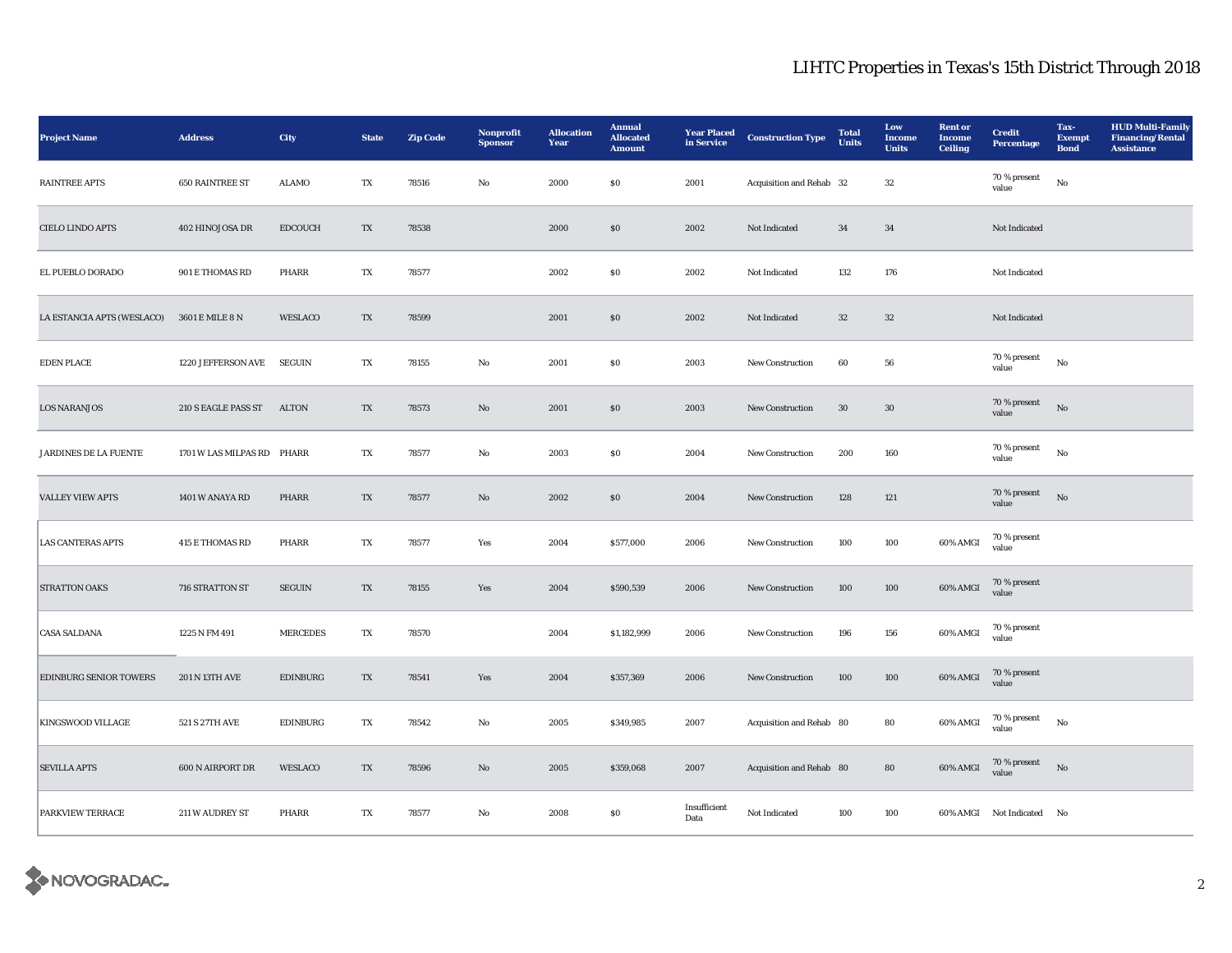# LIHTC Properties in Texas's 15th District Through 2018

| Project Name | Address | City | State | Zip Code | Nonprofit Sponsor | Allocation Year | Annual Allocated Amount | Year Placed in Service | Construction Type | Total Units | Low Income Units | Rent or Income Ceiling | Credit Percentage | Tax-Exempt Bond | HUD Multi-Family Financing/Rental Assistance |
|---|---|---|---|---|---|---|---|---|---|---|---|---|---|---|---|
| RAINTREE APTS | 650 RAINTREE ST | ALAMO | TX | 78516 | No | 2000 | $0 | 2001 | Acquisition and Rehab | 32 | 32 | | 70 % present value | No | |
| CIELO LINDO APTS | 402 HINOJOSA DR | EDCOUCH | TX | 78538 | | 2000 | $0 | 2002 | Not Indicated | 34 | 34 | | Not Indicated | | |
| EL PUEBLO DORADO | 901 E THOMAS RD | PHARR | TX | 78577 | | 2002 | $0 | 2002 | Not Indicated | 132 | 176 | | Not Indicated | | |
| LA ESTANCIA APTS (WESLACO) | 3601 E MILE 8 N | WESLACO | TX | 78599 | | 2001 | $0 | 2002 | Not Indicated | 32 | 32 | | Not Indicated | | |
| EDEN PLACE | 1220 JEFFERSON AVE | SEGUIN | TX | 78155 | No | 2001 | $0 | 2003 | New Construction | 60 | 56 | | 70 % present value | No | |
| LOS NARANJOS | 210 S EAGLE PASS ST | ALTON | TX | 78573 | No | 2001 | $0 | 2003 | New Construction | 30 | 30 | | 70 % present value | No | |
| JARDINES DE LA FUENTE | 1701 W LAS MILPAS RD | PHARR | TX | 78577 | No | 2003 | $0 | 2004 | New Construction | 200 | 160 | | 70 % present value | No | |
| VALLEY VIEW APTS | 1401 W ANAYA RD | PHARR | TX | 78577 | No | 2002 | $0 | 2004 | New Construction | 128 | 121 | | 70 % present value | No | |
| LAS CANTERAS APTS | 415 E THOMAS RD | PHARR | TX | 78577 | Yes | 2004 | $577,000 | 2006 | New Construction | 100 | 100 | 60% AMGI | 70 % present value | | |
| STRATTON OAKS | 716 STRATTON ST | SEGUIN | TX | 78155 | Yes | 2004 | $590,539 | 2006 | New Construction | 100 | 100 | 60% AMGI | 70 % present value | | |
| CASA SALDANA | 1225 N FM 491 | MERCEDES | TX | 78570 | | 2004 | $1,182,999 | 2006 | New Construction | 196 | 156 | 60% AMGI | 70 % present value | | |
| EDINBURG SENIOR TOWERS | 201 N 13TH AVE | EDINBURG | TX | 78541 | Yes | 2004 | $357,369 | 2006 | New Construction | 100 | 100 | 60% AMGI | 70 % present value | | |
| KINGSWOOD VILLAGE | 521 S 27TH AVE | EDINBURG | TX | 78542 | No | 2005 | $349,985 | 2007 | Acquisition and Rehab | 80 | 80 | 60% AMGI | 70 % present value | No | |
| SEVILLA APTS | 600 N AIRPORT DR | WESLACO | TX | 78596 | No | 2005 | $359,068 | 2007 | Acquisition and Rehab | 80 | 80 | 60% AMGI | 70 % present value | No | |
| PARKVIEW TERRACE | 211 W AUDREY ST | PHARR | TX | 78577 | No | 2008 | $0 | Insufficient Data | Not Indicated | 100 | 100 | 60% AMGI | Not Indicated | No | |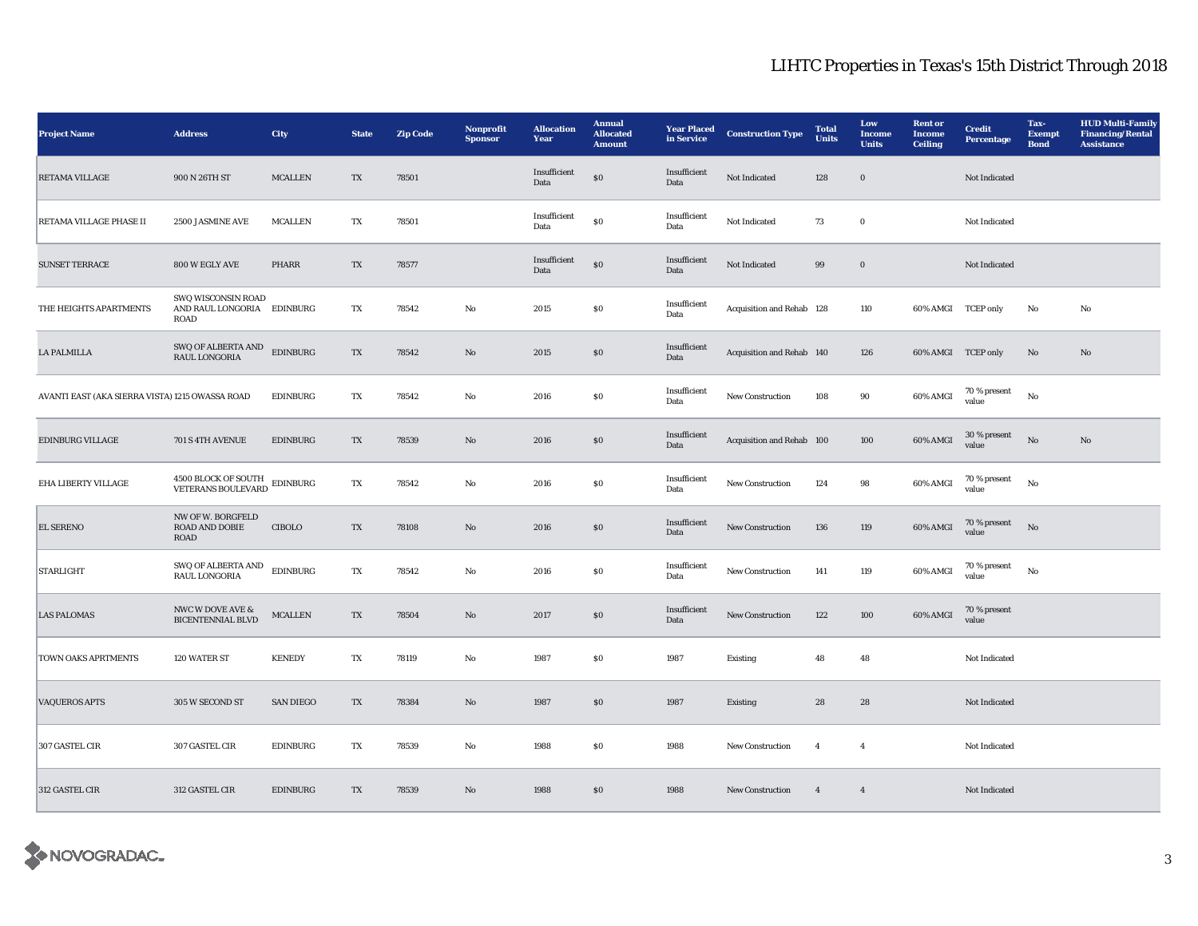## LIHTC Properties in Texas's 15th District Through 2018

| Project Name | Address | City | State | Zip Code | Nonprofit Sponsor | Allocation Year | Annual Allocated Amount | Year Placed in Service | Construction Type | Total Units | Low Income Units | Rent or Income Ceiling | Credit Percentage | Tax-Exempt Bond | HUD Multi-Family Financing/Rental Assistance |
|---|---|---|---|---|---|---|---|---|---|---|---|---|---|---|---|
| RETAMA VILLAGE | 900 N 26TH ST | MCALLEN | TX | 78501 | | Insufficient Data | $0 | Insufficient Data | Not Indicated | 128 | 0 | | Not Indicated | | |
| RETAMA VILLAGE PHASE II | 2500 JASMINE AVE | MCALLEN | TX | 78501 | | Insufficient Data | $0 | Insufficient Data | Not Indicated | 73 | 0 | | Not Indicated | | |
| SUNSET TERRACE | 800 W EGLY AVE | PHARR | TX | 78577 | | Insufficient Data | $0 | Insufficient Data | Not Indicated | 99 | 0 | | Not Indicated | | |
| THE HEIGHTS APARTMENTS | SWQ WISCONSIN ROAD AND RAUL LONGORIA ROAD | EDINBURG | TX | 78542 | No | 2015 | $0 | Insufficient Data | Acquisition and Rehab | 128 | 110 | 60% AMGI | TCEP only | No | No |
| LA PALMILLA | SWQ OF ALBERTA AND RAUL LONGORIA | EDINBURG | TX | 78542 | No | 2015 | $0 | Insufficient Data | Acquisition and Rehab | 140 | 126 | 60% AMGI | TCEP only | No | No |
| AVANTI EAST (AKA SIERRA VISTA) | 1215 OWASSA ROAD | EDINBURG | TX | 78542 | No | 2016 | $0 | Insufficient Data | New Construction | 108 | 90 | 60% AMGI | 70 % present value | No | |
| EDINBURG VILLAGE | 701 S 4TH AVENUE | EDINBURG | TX | 78539 | No | 2016 | $0 | Insufficient Data | Acquisition and Rehab | 100 | 100 | 60% AMGI | 30 % present value | No | No |
| EHA LIBERTY VILLAGE | 4500 BLOCK OF SOUTH VETERANS BOULEVARD | EDINBURG | TX | 78542 | No | 2016 | $0 | Insufficient Data | New Construction | 124 | 98 | 60% AMGI | 70 % present value | No | |
| EL SERENO | NW OF W. BORGFELD ROAD AND DOBIE ROAD | CIBOLO | TX | 78108 | No | 2016 | $0 | Insufficient Data | New Construction | 136 | 119 | 60% AMGI | 70 % present value | No | |
| STARLIGHT | SWQ OF ALBERTA AND RAUL LONGORIA | EDINBURG | TX | 78542 | No | 2016 | $0 | Insufficient Data | New Construction | 141 | 119 | 60% AMGI | 70 % present value | No | |
| LAS PALOMAS | NWC W DOVE AVE & BICENTENNIAL BLVD | MCALLEN | TX | 78504 | No | 2017 | $0 | Insufficient Data | New Construction | 122 | 100 | 60% AMGI | 70 % present value | | |
| TOWN OAKS APRTMENTS | 120 WATER ST | KENEDY | TX | 78119 | No | 1987 | $0 | 1987 | Existing | 48 | 48 | | Not Indicated | | |
| VAQUEROS APTS | 305 W SECOND ST | SAN DIEGO | TX | 78384 | No | 1987 | $0 | 1987 | Existing | 28 | 28 | | Not Indicated | | |
| 307 GASTEL CIR | 307 GASTEL CIR | EDINBURG | TX | 78539 | No | 1988 | $0 | 1988 | New Construction | 4 | 4 | | Not Indicated | | |
| 312 GASTEL CIR | 312 GASTEL CIR | EDINBURG | TX | 78539 | No | 1988 | $0 | 1988 | New Construction | 4 | 4 | | Not Indicated | | |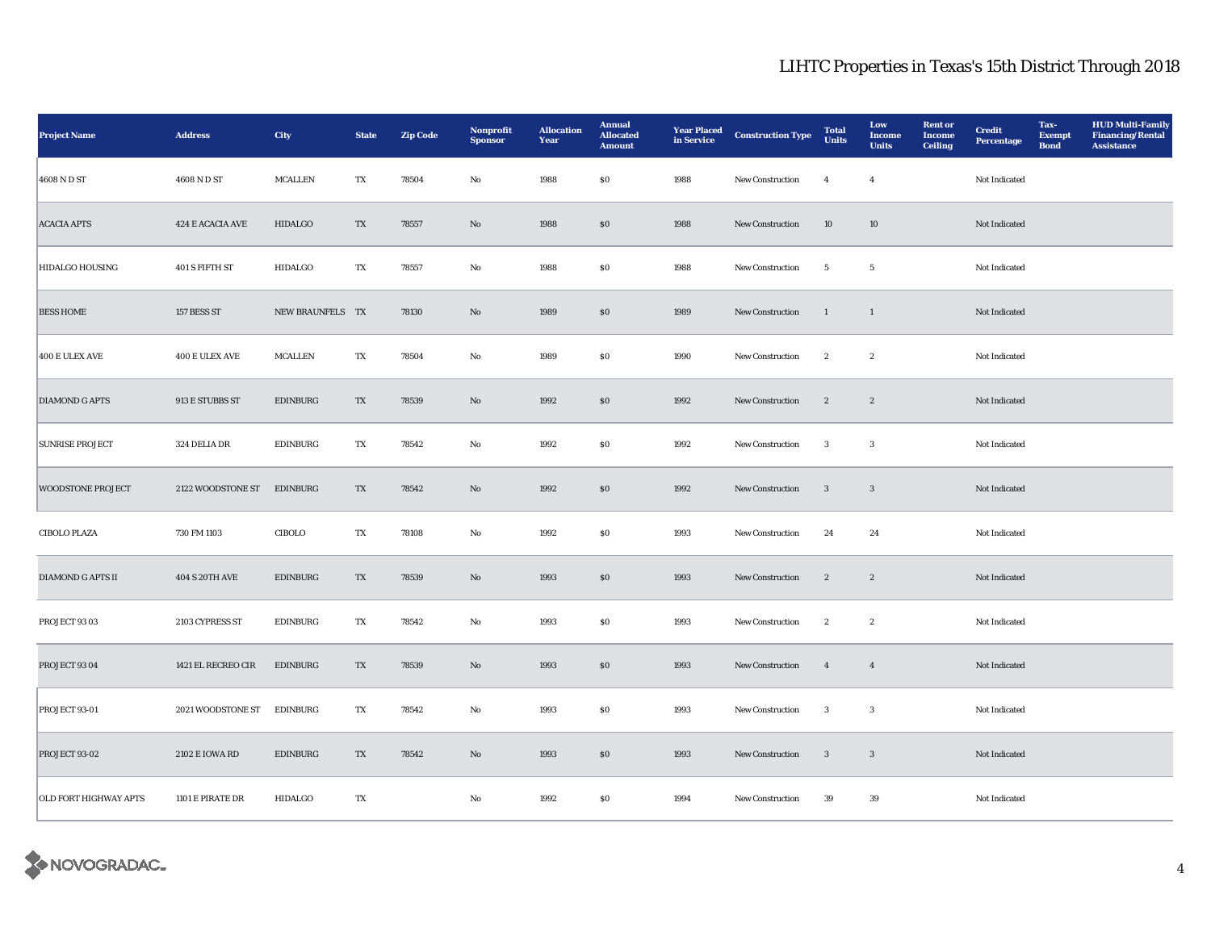# LIHTC Properties in Texas's 15th District Through 2018

| Project Name | Address | City | State | Zip Code | Nonprofit Sponsor | Allocation Year | Annual Allocated Amount | Year Placed in Service | Construction Type | Total Units | Low Income Units | Rent or Income Ceiling | Credit Percentage | Tax-Exempt Bond | HUD Multi-Family Financing/Rental Assistance |
|---|---|---|---|---|---|---|---|---|---|---|---|---|---|---|---|
| 4608 N D ST | 4608 N D ST | MCALLEN | TX | 78504 | No | 1988 | $0 | 1988 | New Construction | 4 | 4 | | Not Indicated | | |
| ACACIA APTS | 424 E ACACIA AVE | HIDALGO | TX | 78557 | No | 1988 | $0 | 1988 | New Construction | 10 | 10 | | Not Indicated | | |
| HIDALGO HOUSING | 401 S FIFTH ST | HIDALGO | TX | 78557 | No | 1988 | $0 | 1988 | New Construction | 5 | 5 | | Not Indicated | | |
| BESS HOME | 157 BESS ST | NEW BRAUNFELS | TX | 78130 | No | 1989 | $0 | 1989 | New Construction | 1 | 1 | | Not Indicated | | |
| 400 E ULEX AVE | 400 E ULEX AVE | MCALLEN | TX | 78504 | No | 1989 | $0 | 1990 | New Construction | 2 | 2 | | Not Indicated | | |
| DIAMOND G APTS | 913 E STUBBS ST | EDINBURG | TX | 78539 | No | 1992 | $0 | 1992 | New Construction | 2 | 2 | | Not Indicated | | |
| SUNRISE PROJECT | 324 DELIA DR | EDINBURG | TX | 78542 | No | 1992 | $0 | 1992 | New Construction | 3 | 3 | | Not Indicated | | |
| WOODSTONE PROJECT | 2122 WOODSTONE ST | EDINBURG | TX | 78542 | No | 1992 | $0 | 1992 | New Construction | 3 | 3 | | Not Indicated | | |
| CIBOLO PLAZA | 730 FM 1103 | CIBOLO | TX | 78108 | No | 1992 | $0 | 1993 | New Construction | 24 | 24 | | Not Indicated | | |
| DIAMOND G APTS II | 404 S 20TH AVE | EDINBURG | TX | 78539 | No | 1993 | $0 | 1993 | New Construction | 2 | 2 | | Not Indicated | | |
| PROJECT 93 03 | 2103 CYPRESS ST | EDINBURG | TX | 78542 | No | 1993 | $0 | 1993 | New Construction | 2 | 2 | | Not Indicated | | |
| PROJECT 93 04 | 1421 EL RECREO CIR | EDINBURG | TX | 78539 | No | 1993 | $0 | 1993 | New Construction | 4 | 4 | | Not Indicated | | |
| PROJECT 93-01 | 2021 WOODSTONE ST | EDINBURG | TX | 78542 | No | 1993 | $0 | 1993 | New Construction | 3 | 3 | | Not Indicated | | |
| PROJECT 93-02 | 2102 E IOWA RD | EDINBURG | TX | 78542 | No | 1993 | $0 | 1993 | New Construction | 3 | 3 | | Not Indicated | | |
| OLD FORT HIGHWAY APTS | 1101 E PIRATE DR | HIDALGO | TX | | No | 1992 | $0 | 1994 | New Construction | 39 | 39 | | Not Indicated | | |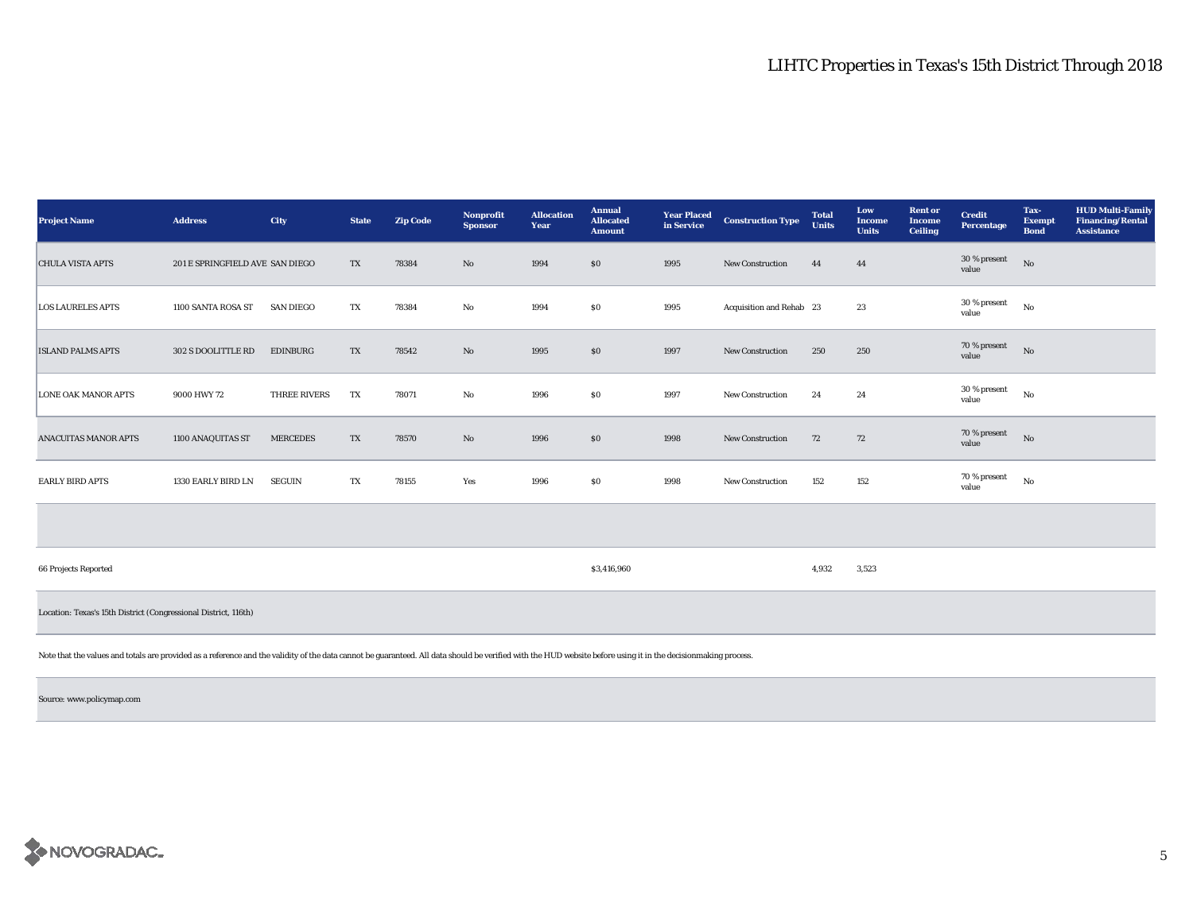# LIHTC Properties in Texas's 15th District Through 2018

| Project Name | Address | City | State | Zip Code | Nonprofit Sponsor | Allocation Year | Annual Allocated Amount | Year Placed in Service | Construction Type | Total Units | Low Income Units | Rent or Income Ceiling | Credit Percentage | Tax-Exempt Bond | HUD Multi-Family Financing/Rental Assistance |
|---|---|---|---|---|---|---|---|---|---|---|---|---|---|---|---|
| CHULA VISTA APTS | 201 E SPRINGFIELD AVE | SAN DIEGO | TX | 78384 | No | 1994 | $0 | 1995 | New Construction | 44 | 44 | | 30 % present value | No | |
| LOS LAURELES APTS | 1100 SANTA ROSA ST | SAN DIEGO | TX | 78384 | No | 1994 | $0 | 1995 | Acquisition and Rehab | 23 | 23 | | 30 % present value | No | |
| ISLAND PALMS APTS | 302 S DOOLITTLE RD | EDINBURG | TX | 78542 | No | 1995 | $0 | 1997 | New Construction | 250 | 250 | | 70 % present value | No | |
| LONE OAK MANOR APTS | 9000 HWY 72 | THREE RIVERS | TX | 78071 | No | 1996 | $0 | 1997 | New Construction | 24 | 24 | | 30 % present value | No | |
| ANACUITAS MANOR APTS | 1100 ANAQUITAS ST | MERCEDES | TX | 78570 | No | 1996 | $0 | 1998 | New Construction | 72 | 72 | | 70 % present value | No | |
| EARLY BIRD APTS | 1330 EARLY BIRD LN | SEGUIN | TX | 78155 | Yes | 1996 | $0 | 1998 | New Construction | 152 | 152 | | 70 % present value | No | |
| | | | | | | | | | | | | | | | |
| 66 Projects Reported | | | | | | | $3,416,960 | | | 4,932 | 3,523 | | | | |

Location: Texas's 15th District (Congressional District, 116th)

Note that the values and totals are provided as a reference and the validity of the data cannot be guaranteed. All data should be verified with the HUD website before using it in the decisionmaking process.

Source: www.policymap.com